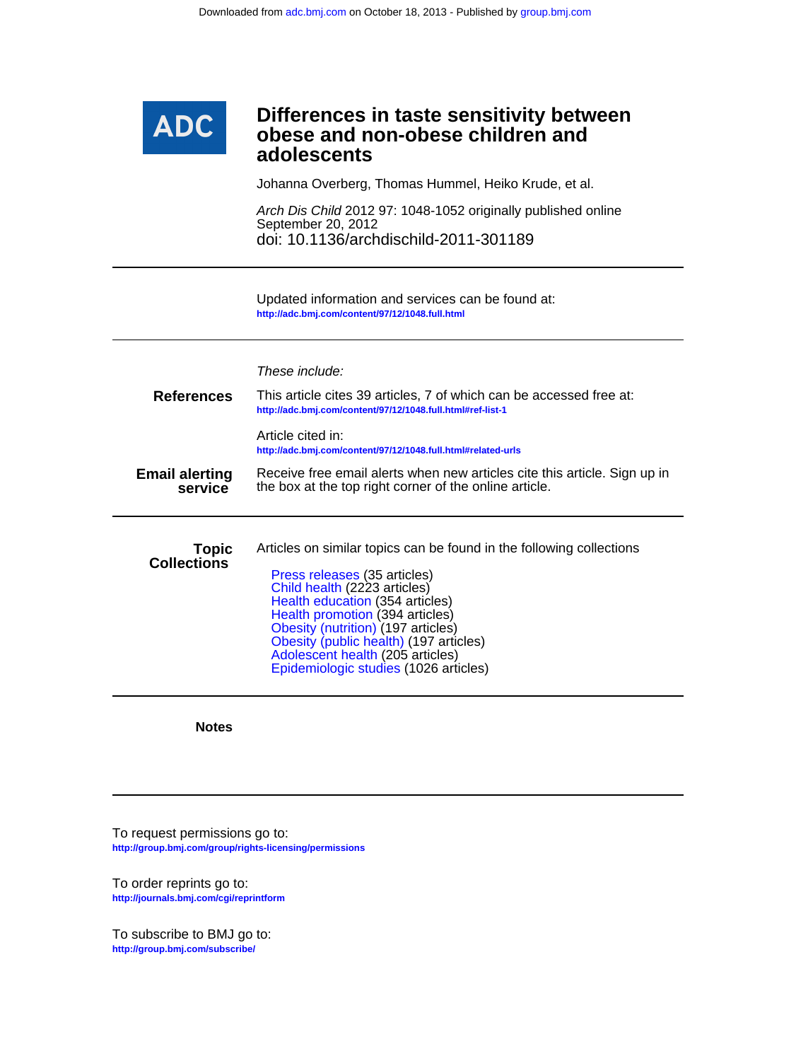Downloaded from adc.bmj.com on October 18, 2013 - Published by group.bmj.com

ADC

# Differences in taste sensitivity between obese and non-obese children and adolescents

Johanna Overberg, Thomas Hummel, Heiko Krude, et al.

*Arch Dis Child* 2012 97: 1048-1052 originally published online September 20, 2012

doi: 10.1136/archdischild-2011-301189

---

Updated information and services can be found at:
http://adc.bmj.com/content/97/12/1048.full.html

---

*These include:*

**References**

This article cites 39 articles, 7 of which can be accessed free at:
http://adc.bmj.com/content/97/12/1048.full.html#ref-list-1

Article cited in:
http://adc.bmj.com/content/97/12/1048.full.html#related-urls

**Email alerting service**

Receive free email alerts when new articles cite this article. Sign up in the box at the top right corner of the online article.

---

**Topic Collections**

Articles on similar topics can be found in the following collections

- Press releases (35 articles)
- Child health (2223 articles)
- Health education (354 articles)
- Health promotion (394 articles)
- Obesity (nutrition) (197 articles)
- Obesity (public health) (197 articles)
- Adolescent health (205 articles)
- Epidemiologic studies (1026 articles)

---

**Notes**

---

To request permissions go to:
http://group.bmj.com/group/rights-licensing/permissions

To order reprints go to:
http://journals.bmj.com/cgi/reprintform

To subscribe to BMJ go to:
http://group.bmj.com/subscribe/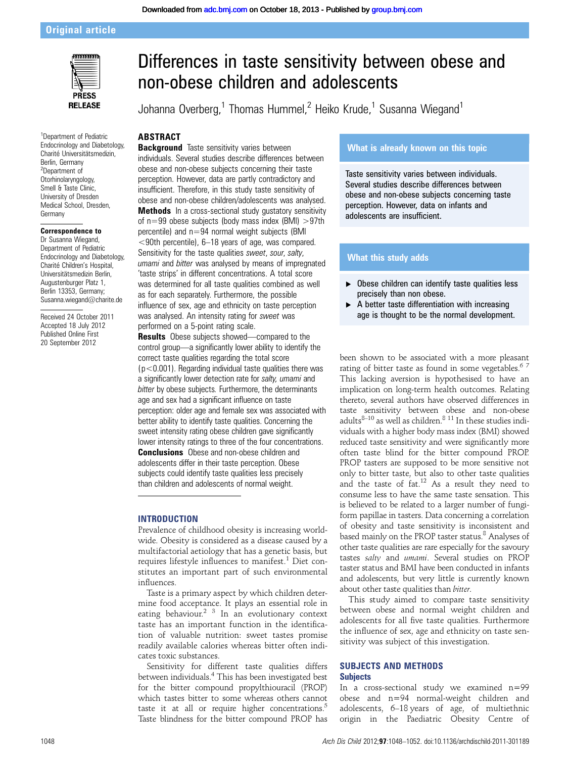Original article

# Differences in taste sensitivity between obese and non-obese children and adolescents

Johanna Overberg,[1] Thomas Hummel,[2] Heiko Krude,[1] Susanna Wiegand[1]

[1]Department of Pediatric Endocrinology and Diabetology, Charité Universitätsmedizin, Berlin, Germany
[2]Department of Otorhinolaryngology, Smell & Taste Clinic, University of Dresden Medical School, Dresden, Germany

**Correspondence to**
Dr Susanna Wiegand, Department of Pediatric Endocrinology and Diabetology, Charité Children's Hospital, Universitätsmedizin Berlin, Augustenburger Platz 1, Berlin 13353, Germany; Susanna.wiegand@charite.de

Received 24 October 2011
Accepted 18 July 2012
Published Online First 20 September 2012

## ABSTRACT

**Background** Taste sensitivity varies between individuals. Several studies describe differences between obese and non-obese subjects concerning their taste perception. However, data are partly contradictory and insufficient. Therefore, in this study taste sensitivity of obese and non-obese children/adolescents was analysed.

**Methods** In a cross-sectional study gustatory sensitivity of n=99 obese subjects (body mass index (BMI) >97th percentile) and n=94 normal weight subjects (BMI <90th percentile), 6–18 years of age, was compared. Sensitivity for the taste qualities *sweet*, *sour*, *salty*, *umami* and *bitter* was analysed by means of impregnated 'taste strips' in different concentrations. A total score was determined for all taste qualities combined as well as for each separately. Furthermore, the possible influence of sex, age and ethnicity on taste perception was analysed. An intensity rating for *sweet* was performed on a 5-point rating scale.

**Results** Obese subjects showed—compared to the control group—a significantly lower ability to identify the correct taste qualities regarding the total score ($p<0.001$). Regarding individual taste qualities there was a significantly lower detection rate for *salty*, *umami* and *bitter* by obese subjects. Furthermore, the determinants age and sex had a significant influence on taste perception: older age and female sex was associated with better ability to identify taste qualities. Concerning the sweet intensity rating obese children gave significantly lower intensity ratings to three of the four concentrations.

**Conclusions** Obese and non-obese children and adolescents differ in their taste perception. Obese subjects could identify taste qualities less precisely than children and adolescents of normal weight.

### What is already known on this topic

Taste sensitivity varies between individuals. Several studies describe differences between obese and non-obese subjects concerning taste perception. However, data on infants and adolescents are insufficient.

### What this study adds

- Obese children can identify taste qualities less precisely than non obese.
- A better taste differentiation with increasing age is thought to be the normal development.

## INTRODUCTION

Prevalence of childhood obesity is increasing worldwide. Obesity is considered as a disease caused by a multifactorial aetiology that has a genetic basis, but requires lifestyle influences to manifest.[1] Diet constitutes an important part of such environmental influences.

Taste is a primary aspect by which children determine food acceptance. It plays an essential role in eating behaviour.[2 3] In an evolutionary context taste has an important function in the identification of valuable nutrition: sweet tastes promise readily available calories whereas bitter often indicates toxic substances.

Sensitivity for different taste qualities differs between individuals.[4] This has been investigated best for the bitter compound propylthiouracil (PROP) which tastes bitter to some whereas others cannot taste it at all or require higher concentrations.[5] Taste blindness for the bitter compound PROP has been shown to be associated with a more pleasant rating of bitter taste as found in some vegetables.[6 7] This lacking aversion is hypothesised to have an implication on long-term health outcomes. Relating thereto, several authors have observed differences in taste sensitivity between obese and non-obese adults[8–10] as well as children.[8 11] In these studies individuals with a higher body mass index (BMI) showed reduced taste sensitivity and were significantly more often taste blind for the bitter compound PROP. PROP tasters are supposed to be more sensitive not only to bitter taste, but also to other taste qualities and the taste of fat.[12] As a result they need to consume less to have the same taste sensation. This is believed to be related to a larger number of fungiform papillae in tasters. Data concerning a correlation of obesity and taste sensitivity is inconsistent and based mainly on the PROP taster status.[8] Analyses of other taste qualities are rare especially for the savoury tastes *salty* and *umami*. Several studies on PROP taster status and BMI have been conducted in infants and adolescents, but very little is currently known about other taste qualities than *bitter*.

This study aimed to compare taste sensitivity between obese and normal weight children and adolescents for all five taste qualities. Furthermore the influence of sex, age and ethnicity on taste sensitivity was subject of this investigation.

## SUBJECTS AND METHODS

### Subjects

In a cross-sectional study we examined n=99 obese and n=94 normal-weight children and adolescents, 6–18 years of age, of multiethnic origin in the Paediatric Obesity Centre of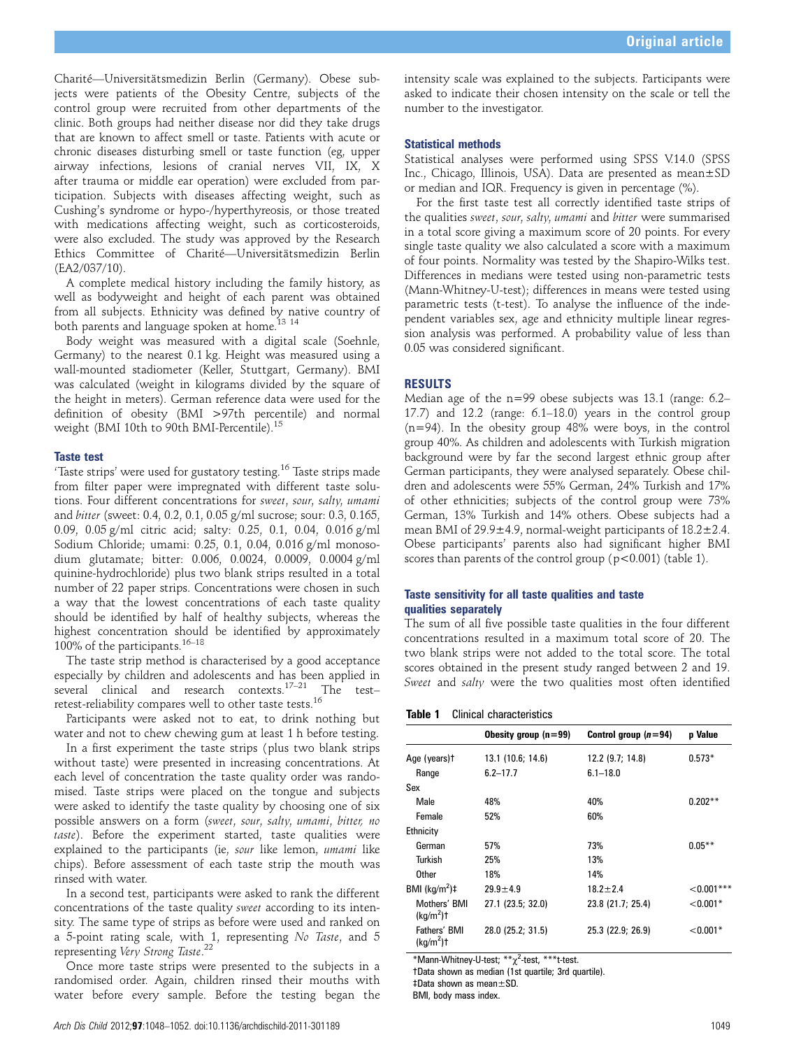Charité—Universitätsmedizin Berlin (Germany). Obese subjects were patients of the Obesity Centre, subjects of the control group were recruited from other departments of the clinic. Both groups had neither disease nor did they take drugs that are known to affect smell or taste. Patients with acute or chronic diseases disturbing smell or taste function (eg, upper airway infections, lesions of cranial nerves VII, IX, X after trauma or middle ear operation) were excluded from participation. Subjects with diseases affecting weight, such as Cushing's syndrome or hypo-/hyperthyreosis, or those treated with medications affecting weight, such as corticosteroids, were also excluded. The study was approved by the Research Ethics Committee of Charité—Universitätsmedizin Berlin (EA2/037/10).

A complete medical history including the family history, as well as bodyweight and height of each parent was obtained from all subjects. Ethnicity was defined by native country of both parents and language spoken at home.[13 14]

Body weight was measured with a digital scale (Soehnle, Germany) to the nearest 0.1 kg. Height was measured using a wall-mounted stadiometer (Keller, Stuttgart, Germany). BMI was calculated (weight in kilograms divided by the square of the height in meters). German reference data were used for the definition of obesity (BMI >97th percentile) and normal weight (BMI 10th to 90th BMI-Percentile).[15]

### Taste test

'Taste strips' were used for gustatory testing.[16] Taste strips made from filter paper were impregnated with different taste solutions. Four different concentrations for *sweet*, *sour*, *salty*, *umami* and *bitter* (sweet: 0.4, 0.2, 0.1, 0.05 g/ml sucrose; sour: 0.3, 0.165, 0.09, 0.05 g/ml citric acid; salty: 0.25, 0.1, 0.04, 0.016 g/ml Sodium Chloride; umami: 0.25, 0.1, 0.04, 0.016 g/ml monosodium glutamate; bitter: 0.006, 0.0024, 0.0009, 0.0004 g/ml quinine-hydrochloride) plus two blank strips resulted in a total number of 22 paper strips. Concentrations were chosen in such a way that the lowest concentrations of each taste quality should be identified by half of healthy subjects, whereas the highest concentration should be identified by approximately 100% of the participants.[16–18]

The taste strip method is characterised by a good acceptance especially by children and adolescents and has been applied in several clinical and research contexts.[17–21] The test–retest-reliability compares well to other taste tests.[16]

Participants were asked not to eat, to drink nothing but water and not to chew chewing gum at least 1 h before testing.

In a first experiment the taste strips (plus two blank strips without taste) were presented in increasing concentrations. At each level of concentration the taste quality order was randomised. Taste strips were placed on the tongue and subjects were asked to identify the taste quality by choosing one of six possible answers on a form (*sweet*, *sour*, *salty*, *umami*, *bitter*, *no taste*). Before the experiment started, taste qualities were explained to the participants (ie, *sour* like lemon, *umami* like chips). Before assessment of each taste strip the mouth was rinsed with water.

In a second test, participants were asked to rank the different concentrations of the taste quality *sweet* according to its intensity. The same type of strips as before were used and ranked on a 5-point rating scale, with 1, representing *No Taste*, and 5 representing *Very Strong Taste*.[22]

Once more taste strips were presented to the subjects in a randomised order. Again, children rinsed their mouths with water before every sample. Before the testing began the intensity scale was explained to the subjects. Participants were asked to indicate their chosen intensity on the scale or tell the number to the investigator.

### Statistical methods

Statistical analyses were performed using SPSS V.14.0 (SPSS Inc., Chicago, Illinois, USA). Data are presented as mean±SD or median and IQR. Frequency is given in percentage (%).

For the first taste test all correctly identified taste strips of the qualities *sweet*, *sour*, *salty*, *umami* and *bitter* were summarised in a total score giving a maximum score of 20 points. For every single taste quality we also calculated a score with a maximum of four points. Normality was tested by the Shapiro-Wilks test. Differences in medians were tested using non-parametric tests (Mann-Whitney-U-test); differences in means were tested using parametric tests (t-test). To analyse the influence of the independent variables sex, age and ethnicity multiple linear regression analysis was performed. A probability value of less than 0.05 was considered significant.

## RESULTS

Median age of the n=99 obese subjects was 13.1 (range: 6.2–17.7) and 12.2 (range: 6.1–18.0) years in the control group (n=94). In the obesity group 48% were boys, in the control group 40%. As children and adolescents with Turkish migration background were by far the second largest ethnic group after German participants, they were analysed separately. Obese children and adolescents were 55% German, 24% Turkish and 17% of other ethnicities; subjects of the control group were 73% German, 13% Turkish and 14% others. Obese subjects had a mean BMI of 29.9±4.9, normal-weight participants of 18.2±2.4. Obese participants' parents also had significant higher BMI scores than parents of the control group ($p<0.001$) (table 1).

### Taste sensitivity for all taste qualities and taste qualities separately

The sum of all five possible taste qualities in the four different concentrations resulted in a maximum total score of 20. The two blank strips were not added to the total score. The total scores obtained in the present study ranged between 2 and 19. *Sweet* and *salty* were the two qualities most often identified

**Table 1** Clinical characteristics

| | Obesity group (n=99) | Control group (n=94) | p Value |
|---|---|---|---|
| Age (years)† | 13.1 (10.6; 14.6) | 12.2 (9.7; 14.8) | 0.573* |
| Range | 6.2–17.7 | 6.1–18.0 | |
| Sex | | | |
| Male | 48% | 40% | 0.202** |
| Female | 52% | 60% | |
| Ethnicity | | | |
| German | 57% | 73% | 0.05** |
| Turkish | 25% | 13% | |
| Other | 18% | 14% | |
| BMI (kg/m$^2$)‡ | 29.9±4.9 | 18.2±2.4 | <0.001*** |
| Mothers' BMI (kg/m$^2$)† | 27.1 (23.5; 32.0) | 23.8 (21.7; 25.4) | <0.001* |
| Fathers' BMI (kg/m$^2$)† | 28.0 (25.2; 31.5) | 25.3 (22.9; 26.9) | <0.001* |

*Mann-Whitney-U-test; **$\chi^2$-test, ***t-test.
†Data shown as median (1st quartile; 3rd quartile).
‡Data shown as mean±SD.
BMI, body mass index.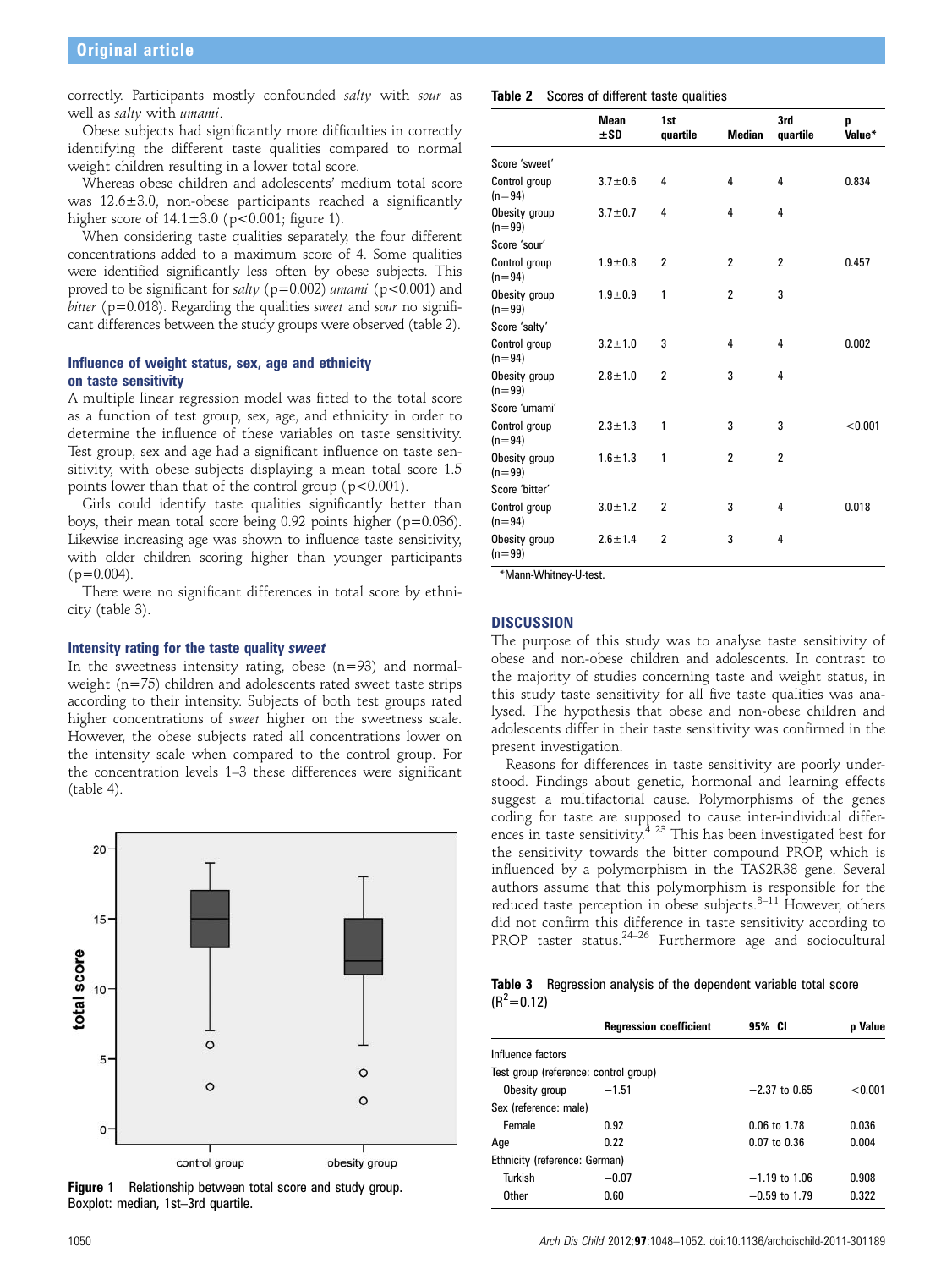correctly. Participants mostly confounded *salty* with *sour* as well as *salty* with *umami*.

Obese subjects had significantly more difficulties in correctly identifying the different taste qualities compared to normal weight children resulting in a lower total score.

Whereas obese children and adolescents' medium total score was 12.6±3.0, non-obese participants reached a significantly higher score of 14.1±3.0 ($p<0.001$; figure 1).

When considering taste qualities separately, the four different concentrations added to a maximum score of 4. Some qualities were identified significantly less often by obese subjects. This proved to be significant for *salty* ($p=0.002$) *umami* ($p<0.001$) and *bitter* ($p=0.018$). Regarding the qualities *sweet* and *sour* no significant differences between the study groups were observed (table 2).

### Influence of weight status, sex, age and ethnicity on taste sensitivity

A multiple linear regression model was fitted to the total score as a function of test group, sex, age, and ethnicity in order to determine the influence of these variables on taste sensitivity. Test group, sex and age had a significant influence on taste sensitivity, with obese subjects displaying a mean total score 1.5 points lower than that of the control group ($p<0.001$).

Girls could identify taste qualities significantly better than boys, their mean total score being 0.92 points higher ($p=0.036$). Likewise increasing age was shown to influence taste sensitivity, with older children scoring higher than younger participants ($p=0.004$).

There were no significant differences in total score by ethnicity (table 3).

### Intensity rating for the taste quality *sweet*

In the sweetness intensity rating, obese (n=93) and normal-weight (n=75) children and adolescents rated sweet taste strips according to their intensity. Subjects of both test groups rated higher concentrations of *sweet* higher on the sweetness scale. However, the obese subjects rated all concentrations lower on the intensity scale when compared to the control group. For the concentration levels 1–3 these differences were significant (table 4).

**Figure 1** Relationship between total score and study group. Boxplot: median, 1st–3rd quartile.

**Table 2** Scores of different taste qualities

| | Mean ±SD | 1st quartile | Median | 3rd quartile | p Value* |
|---|---|---|---|---|---|
| Score 'sweet' | | | | | |
| Control group (n=94) | 3.7±0.6 | 4 | 4 | 4 | 0.834 |
| Obesity group (n=99) | 3.7±0.7 | 4 | 4 | 4 | |
| Score 'sour' | | | | | |
| Control group (n=94) | 1.9±0.8 | 2 | 2 | 2 | 0.457 |
| Obesity group (n=99) | 1.9±0.9 | 1 | 2 | 3 | |
| Score 'salty' | | | | | |
| Control group (n=94) | 3.2±1.0 | 3 | 4 | 4 | 0.002 |
| Obesity group (n=99) | 2.8±1.0 | 2 | 3 | 4 | |
| Score 'umami' | | | | | |
| Control group (n=94) | 2.3±1.3 | 1 | 3 | 3 | <0.001 |
| Obesity group (n=99) | 1.6±1.3 | 1 | 2 | 2 | |
| Score 'bitter' | | | | | |
| Control group (n=94) | 3.0±1.2 | 2 | 3 | 4 | 0.018 |
| Obesity group (n=99) | 2.6±1.4 | 2 | 3 | 4 | |

*Mann-Whitney-U-test.

## DISCUSSION

The purpose of this study was to analyse taste sensitivity of obese and non-obese children and adolescents. In contrast to the majority of studies concerning taste and weight status, in this study taste sensitivity for all five taste qualities was analysed. The hypothesis that obese and non-obese children and adolescents differ in their taste sensitivity was confirmed in the present investigation.

Reasons for differences in taste sensitivity are poorly understood. Findings about genetic, hormonal and learning effects suggest a multifactorial cause. Polymorphisms of the genes coding for taste are supposed to cause inter-individual differences in taste sensitivity.[4 23] This has been investigated best for the sensitivity towards the bitter compound PROP, which is influenced by a polymorphism in the TAS2R38 gene. Several authors assume that this polymorphism is responsible for the reduced taste perception in obese subjects.[8–11] However, others did not confirm this difference in taste sensitivity according to PROP taster status.[24–26] Furthermore age and sociocultural

**Table 3** Regression analysis of the dependent variable total score ($R^2=0.12$)

| | Regression coefficient | 95% CI | p Value |
|---|---|---|---|
| Influence factors | | | |
| Test group (reference: control group) | | | |
| Obesity group | −1.51 | −2.37 to 0.65 | <0.001 |
| Sex (reference: male) | | | |
| Female | 0.92 | 0.06 to 1.78 | 0.036 |
| Age | 0.22 | 0.07 to 0.36 | 0.004 |
| Ethnicity (reference: German) | | | |
| Turkish | −0.07 | −1.19 to 1.06 | 0.908 |
| Other | 0.60 | −0.59 to 1.79 | 0.322 |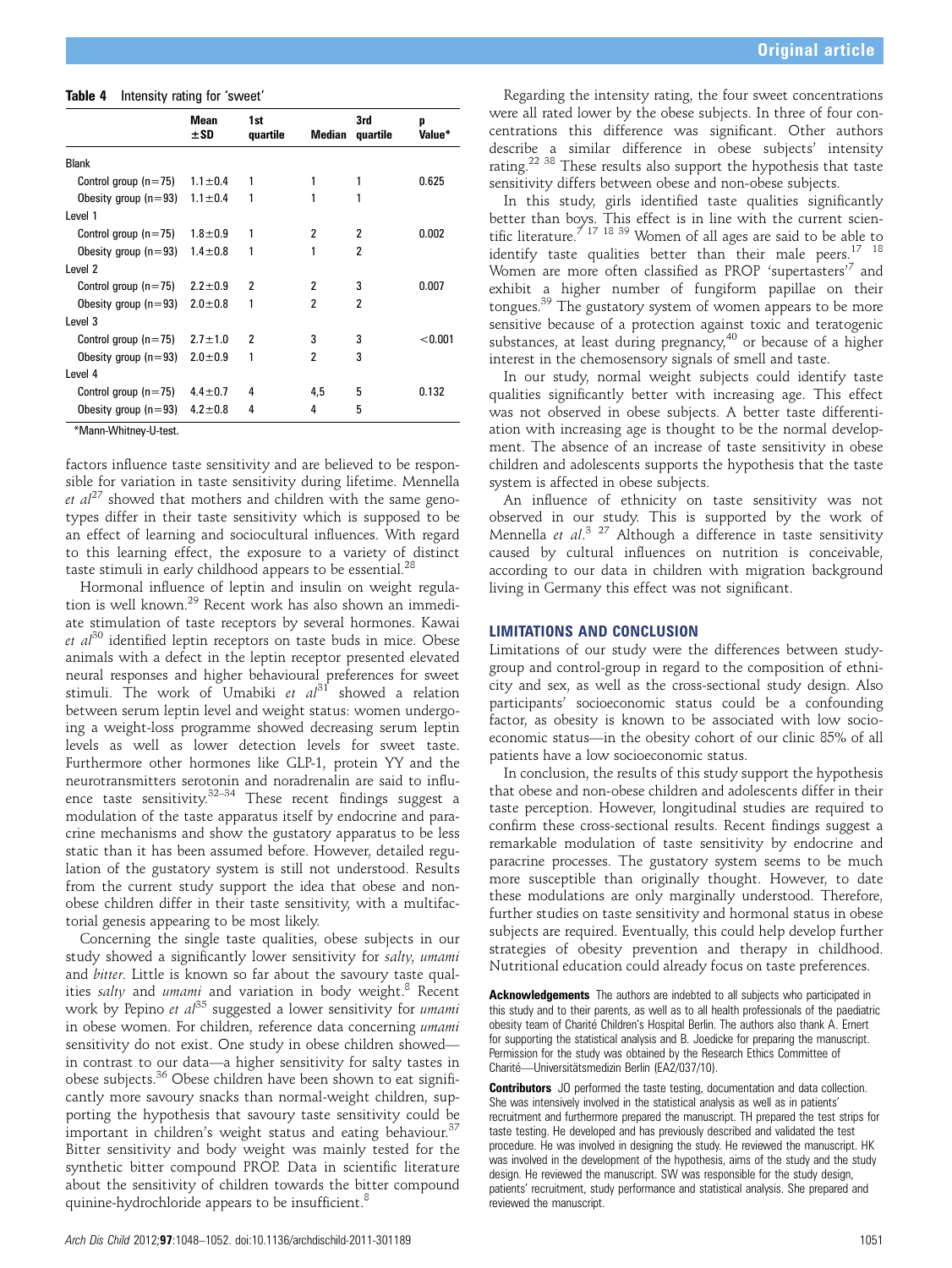**Table 4** Intensity rating for 'sweet'

| | Mean ±SD | 1st quartile | Median | 3rd quartile | p Value* |
|---|---|---|---|---|---|
| Blank | | | | | |
| Control group (n=75) | 1.1±0.4 | 1 | 1 | 1 | 0.625 |
| Obesity group (n=93) | 1.1±0.4 | 1 | 1 | 1 | |
| Level 1 | | | | | |
| Control group (n=75) | 1.8±0.9 | 1 | 2 | 2 | 0.002 |
| Obesity group (n=93) | 1.4±0.8 | 1 | 1 | 2 | |
| Level 2 | | | | | |
| Control group (n=75) | 2.2±0.9 | 2 | 2 | 3 | 0.007 |
| Obesity group (n=93) | 2.0±0.8 | 1 | 2 | 2 | |
| Level 3 | | | | | |
| Control group (n=75) | 2.7±1.0 | 2 | 3 | 3 | <0.001 |
| Obesity group (n=93) | 2.0±0.9 | 1 | 2 | 3 | |
| Level 4 | | | | | |
| Control group (n=75) | 4.4±0.7 | 4 | 4,5 | 5 | 0.132 |
| Obesity group (n=93) | 4.2±0.8 | 4 | 4 | 5 | |

*Mann-Whitney-U-test.

factors influence taste sensitivity and are believed to be responsible for variation in taste sensitivity during lifetime. Mennella *et al*[27] showed that mothers and children with the same genotypes differ in their taste sensitivity which is supposed to be an effect of learning and sociocultural influences. With regard to this learning effect, the exposure to a variety of distinct taste stimuli in early childhood appears to be essential.[28]

Hormonal influence of leptin and insulin on weight regulation is well known.[29] Recent work has also shown an immediate stimulation of taste receptors by several hormones. Kawai *et al*[30] identified leptin receptors on taste buds in mice. Obese animals with a defect in the leptin receptor presented elevated neural responses and higher behavioural preferences for sweet stimuli. The work of Umabiki *et al*[31] showed a relation between serum leptin level and weight status: women undergoing a weight-loss programme showed decreasing serum leptin levels as well as lower detection levels for sweet taste. Furthermore other hormones like GLP-1, protein YY and the neurotransmitters serotonin and noradrenalin are said to influence taste sensitivity.[32–34] These recent findings suggest a modulation of the taste apparatus itself by endocrine and paracrine mechanisms and show the gustatory apparatus to be less static than it has been assumed before. However, detailed regulation of the gustatory system is still not understood. Results from the current study support the idea that obese and non-obese children differ in their taste sensitivity, with a multifactorial genesis appearing to be most likely.

Concerning the single taste qualities, obese subjects in our study showed a significantly lower sensitivity for *salty*, *umami* and *bitter*. Little is known so far about the savoury taste qualities *salty* and *umami* and variation in body weight.[8] Recent work by Pepino *et al*[35] suggested a lower sensitivity for *umami* in obese women. For children, reference data concerning *umami* sensitivity do not exist. One study in obese children showed—in contrast to our data—a higher sensitivity for salty tastes in obese subjects.[36] Obese children have been shown to eat significantly more savoury snacks than normal-weight children, supporting the hypothesis that savoury taste sensitivity could be important in children's weight status and eating behaviour.[37] Bitter sensitivity and body weight was mainly tested for the synthetic bitter compound PROP. Data in scientific literature about the sensitivity of children towards the bitter compound quinine-hydrochloride appears to be insufficient.[8]

Regarding the intensity rating, the four sweet concentrations were all rated lower by the obese subjects. In three of four concentrations this difference was significant. Other authors describe a similar difference in obese subjects' intensity rating.[22 38] These results also support the hypothesis that taste sensitivity differs between obese and non-obese subjects.

In this study, girls identified taste qualities significantly better than boys. This effect is in line with the current scientific literature.[7 17 18 39] Women of all ages are said to be able to identify taste qualities better than their male peers.[17 18] Women are more often classified as PROP 'supertasters'[7] and exhibit a higher number of fungiform papillae on their tongues.[39] The gustatory system of women appears to be more sensitive because of a protection against toxic and teratogenic substances, at least during pregnancy,[40] or because of a higher interest in the chemosensory signals of smell and taste.

In our study, normal weight subjects could identify taste qualities significantly better with increasing age. This effect was not observed in obese subjects. A better taste differentiation with increasing age is thought to be the normal development. The absence of an increase of taste sensitivity in obese children and adolescents supports the hypothesis that the taste system is affected in obese subjects.

An influence of ethnicity on taste sensitivity was not observed in our study. This is supported by the work of Mennella *et al*.[3 27] Although a difference in taste sensitivity caused by cultural influences on nutrition is conceivable, according to our data in children with migration background living in Germany this effect was not significant.

## LIMITATIONS AND CONCLUSION

Limitations of our study were the differences between study-group and control-group in regard to the composition of ethnicity and sex, as well as the cross-sectional study design. Also participants' socioeconomic status could be a confounding factor, as obesity is known to be associated with low socioeconomic status—in the obesity cohort of our clinic 85% of all patients have a low socioeconomic status.

In conclusion, the results of this study support the hypothesis that obese and non-obese children and adolescents differ in their taste perception. However, longitudinal studies are required to confirm these cross-sectional results. Recent findings suggest a remarkable modulation of taste sensitivity by endocrine and paracrine processes. The gustatory system seems to be much more susceptible than originally thought. However, to date these modulations are only marginally understood. Therefore, further studies on taste sensitivity and hormonal status in obese subjects are required. Eventually, this could help develop further strategies of obesity prevention and therapy in childhood. Nutritional education could already focus on taste preferences.

**Acknowledgements** The authors are indebted to all subjects who participated in this study and to their parents, as well as to all health professionals of the paediatric obesity team of Charité Children's Hospital Berlin. The authors also thank A. Ernert for supporting the statistical analysis and B. Joedicke for preparing the manuscript. Permission for the study was obtained by the Research Ethics Committee of Charité—Universitätsmedizin Berlin (EA2/037/10).

**Contributors** JO performed the taste testing, documentation and data collection. She was intensively involved in the statistical analysis as well as in patients' recruitment and furthermore prepared the manuscript. TH prepared the test strips for taste testing. He developed and has previously described and validated the test procedure. He was involved in designing the study. He reviewed the manuscript. HK was involved in the development of the hypothesis, aims of the study and the study design. He reviewed the manuscript. SW was responsible for the study design, patients' recruitment, study performance and statistical analysis. She prepared and reviewed the manuscript.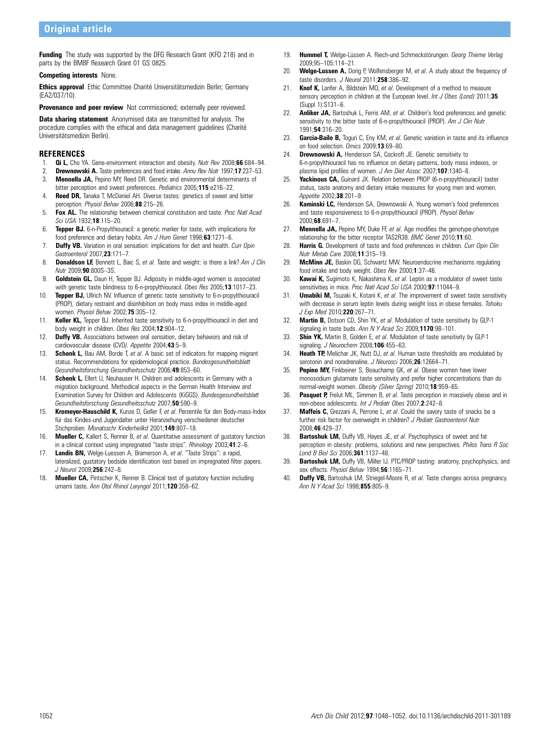**Funding** The study was supported by the DFG Research Grant (KFO 218) and in parts by the BMBF Research Grant 01 GS 0825.

**Competing interests** None.

**Ethics approval** Ethic Committee Charité Universitätsmedizin Berlin; Germany (EA2/037/10).

**Provenance and peer review** Not commissioned; externally peer reviewed.

**Data sharing statement** Anonymised data are transmitted for analysis. The procedure complies with the ethical and data management guidelines (Charité Universitätsmedizin Berlin).

## REFERENCES

1. **Qi L,** Cho YA. Gene-environment interaction and obesity. *Nutr Rev* 2008;**66**:684–94.
2. **Drewnowski A.** Taste preferences and food intake. *Annu Rev Nutr* 1997;**17**:237–53.
3. **Mennella JA,** Pepino MY, Reed DR. Genetic and environmental determinants of bitter perception and sweet preferences. *Pediatrics* 2005;**115**:e216–22.
4. **Reed DR,** Tanaka T, McDaniel AH. Diverse tastes: genetics of sweet and bitter perception. *Physiol Behav* 2006;**88**:215–26.
5. **Fox AL.** The relationship between chemical constitution and taste. *Proc Natl Acad Sci USA* 1932;**18**:115–20.
6. **Tepper BJ.** 6-n-Propylthiouracil: a genetic marker for taste, with implications for food preference and dietary habits. *Am J Hum Genet* 1998;**63**:1271–6.
7. **Duffy VB.** Variation in oral sensation: implications for diet and health. *Curr Opin Gastroenterol* 2007;**23**:171–7.
8. **Donaldson LF,** Bennett L, Baic S, *et al*. Taste and weight: is there a link? *Am J Clin Nutr* 2009;**90**:800S–3S.
9. **Goldstein GL,** Daun H, Tepper BJ. Adiposity in middle-aged women is associated with genetic taste blindness to 6-n-propylthiouracil. *Obes Res* 2005;**13**:1017–23.
10. **Tepper BJ,** Ullrich NV. Influence of genetic taste sensitivity to 6-n-propylthiouracil (PROP), dietary restraint and disinhibition on body mass index in middle-aged women. *Physiol Behav* 2002;**75**:305–12.
11. **Keller KL,** Tepper BJ. Inherited taste sensitivity to 6-n-propylthiouracil in diet and body weight in children. *Obes Res* 2004;**12**:904–12.
12. **Duffy VB.** Associations between oral sensation, dietary behaviors and risk of cardiovascular disease (CVD). *Appetite* 2004;**43**:5–9.
13. **Schenk L,** Bau AM, Borde T, *et al*. A basic set of indicators for mapping migrant status. Recommendations for epidemiological practice. *Bundesgesundheitsblatt Gesundheitsforschung Gesundheitsschutz* 2006;**49**:853–60.
14. **Schenk L,** Ellert U, Neuhauser H. Children and adolescents in Germany with a migration background. Methodical aspects in the German Health Interview and Examination Survey for Children and Adolescents (KiGGS). *Bundesgesundheitsblatt Gesundheitsforschung Gesundheitsschutz* 2007;**50**:590–9.
15. **Kromeyer-Hauschild K,** Kunze D, Geller F, *et al*. Perzentile für den Body-mass-Index für das Kindes-und Jugendalter unter Heranziehung verschiedener deutscher Stichproben. *Monatsschr Kinderheilkd* 2001;**149**:807–18.
16. **Mueller C,** Kallert S, Renner B, *et al*. Quantitative assessment of gustatory function in a clinical context using impregnated "taste strips". *Rhinology* 2003;**41**:2–6.
17. **Landis BN,** Welge-Luessen A, Bramerson A, *et al*. "Taste Strips": a rapid, lateralized, gustatory bedside identification test based on impregnated filter papers. *J Neurol* 2009;**256**:242–8.
18. **Mueller CA,** Pintscher K, Renner B. Clinical test of gustatory function including umami taste. *Ann Otol Rhinol Laryngol* 2011;**120**:358–62.
19. **Hummel T,** Welge-Lüssen A. Riech-und Schmeckstörungen. *Georg Thieme Verlag* 2009;95–105:114–21.
20. **Welge-Lussen A,** Dorig P, Wolfensberger M, *et al*. A study about the frequency of taste disorders. *J Neurol* 2011;**258**:386–92.
21. **Knof K,** Lanfer A, Bildstein MO, *et al*. Development of a method to measure sensory perception in children at the European level. *Int J Obes (Lond)* 2011;**35** (Suppl 1):S131–6.
22. **Anliker JA,** Bartoshuk L, Ferris AM, *et al*. Children's food preferences and genetic sensitivity to the bitter taste of 6-n-propylthiouracil (PROP). *Am J Clin Nutr* 1991;**54**:316–20.
23. **Garcia-Bailo B,** Toguri C, Eny KM, *et al*. Genetic variation in taste and its influence on food selection. *Omics* 2009;**13**:69–80.
24. **Drewnowski A,** Henderson SA, Cockroft JE. Genetic sensitivity to 6-n-propylthiouracil has no influence on dietary patterns, body mass indexes, or plasma lipid profiles of women. *J Am Diet Assoc* 2007;**107**:1340–8.
25. **Yackinous CA,** Guinard JX. Relation between PROP (6-n-propylthiouracil) taster status, taste anatomy and dietary intake measures for young men and women. *Appetite* 2002;**38**:201–9.
26. **Kaminski LC,** Henderson SA, Drewnowski A. Young women's food preferences and taste responsiveness to 6-n-propylthiouracil (PROP). *Physiol Behav* 2000;**68**:691–7.
27. **Mennella JA,** Pepino MY, Duke FF, *et al*. Age modifies the genotype-phenotype relationship for the bitter receptor TAS2R38. *BMC Genet* 2010;**11**:60.
28. **Harris G.** Development of taste and food preferences in children. *Curr Opin Clin Nutr Metab Care* 2008;**11**:315–19.
29. **McMinn JE,** Baskin DG, Schwartz MW. Neuroendocrine mechanisms regulating food intake and body weight. *Obes Rev* 2000;**1**:37–46.
30. **Kawai K,** Sugimoto K, Nakashima K, *et al*. Leptin as a modulator of sweet taste sensitivities in mice. *Proc Natl Acad Sci USA* 2000;**97**:11044–9.
31. **Umabiki M,** Tsuzaki K, Kotani K, *et al*. The improvement of sweet taste sensitivity with decrease in serum leptin levels during weight loss in obese females. *Tohoku J Exp Med* 2010;**220**:267–71.
32. **Martin B,** Dotson CD, Shin YK, *et al*. Modulation of taste sensitivity by GLP-1 signaling in taste buds. *Ann N Y Acad Sci* 2009;**1170**:98–101.
33. **Shin YK,** Martin B, Golden E, *et al*. Modulation of taste sensitivity by GLP-1 signaling. *J Neurochem* 2008;**106**:455–63.
34. **Heath TP,** Melichar JK, Nutt DJ, *et al*. Human taste thresholds are modulated by serotonin and noradrenaline. *J Neurosci* 2006;**26**:12664–71.
35. **Pepino MY,** Finkbeiner S, Beauchamp GK, *et al*. Obese women have lower monosodium glutamate taste sensitivity and prefer higher concentrations than do normal-weight women. *Obesity (Silver Spring)* 2010;**18**:959–65.
36. **Pasquet P,** Frelut ML, Simmen B, *et al*. Taste perception in massively obese and in non-obese adolescents. *Int J Pediatr Obes* 2007;**2**:242–8.
37. **Maffeis C,** Grezzani A, Perrone L, *et al*. Could the savory taste of snacks be a further risk factor for overweight in children? *J Pediatr Gastroenterol Nutr* 2008;**46**:429–37.
38. **Bartoshuk LM,** Duffy VB, Hayes JE, *et al*. Psychophysics of sweet and fat perception in obesity: problems, solutions and new perspectives. *Philos Trans R Soc Lond B Biol Sci* 2006;**361**:1137–48.
39. **Bartoshuk LM,** Duffy VB, Miller IJ. PTC/PROP tasting: anatomy, psychophysics, and sex effects. *Physiol Behav* 1994;**56**:1165–71.
40. **Duffy VB,** Bartoshuk LM, Striegel-Moore R, *et al*. Taste changes across pregnancy. *Ann N Y Acad Sci* 1998;**855**:805–9.